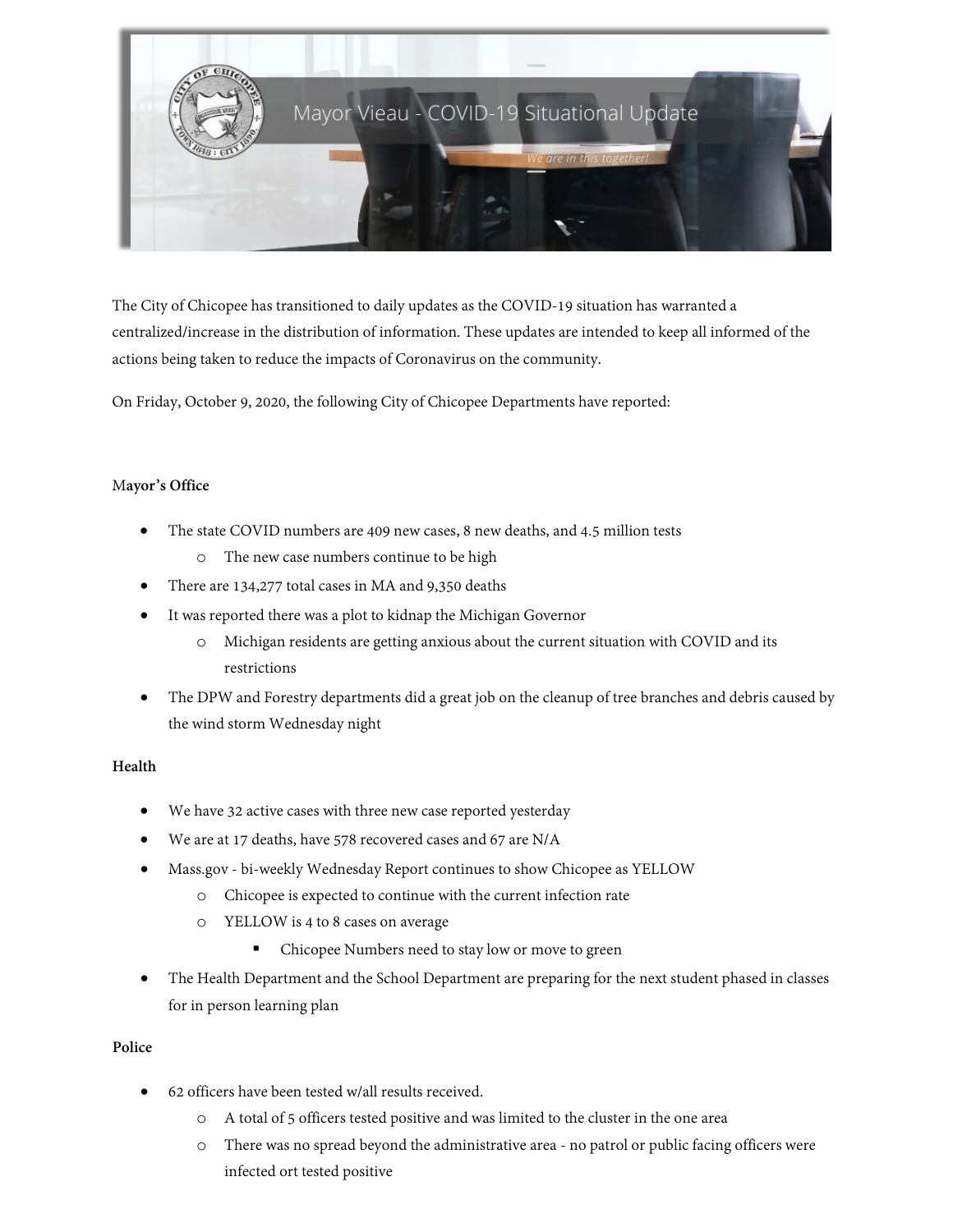Mayor Vieau - COVID-19 Situational Update

*We are in this together!*

The City of Chicopee has transitioned to daily updates as the COVID-19 situation has warranted a centralized/increase in the distribution of information. These updates are intended to keep all informed of the actions being taken to reduce the impacts of Coronavirus on the community.

On Friday, October 9, 2020, the following City of Chicopee Departments have reported:

**Mayor's Office**

- The state COVID numbers are 409 new cases, 8 new deaths, and 4.5 million tests
  - The new case numbers continue to be high
- There are 134,277 total cases in MA and 9,350 deaths
- It was reported there was a plot to kidnap the Michigan Governor
  - Michigan residents are getting anxious about the current situation with COVID and its restrictions
- The DPW and Forestry departments did a great job on the cleanup of tree branches and debris caused by the wind storm Wednesday night

**Health**

- We have 32 active cases with three new case reported yesterday
- We are at 17 deaths, have 578 recovered cases and 67 are N/A
- Mass.gov - bi-weekly Wednesday Report continues to show Chicopee as YELLOW
  - Chicopee is expected to continue with the current infection rate
  - YELLOW is 4 to 8 cases on average
    - Chicopee Numbers need to stay low or move to green
- The Health Department and the School Department are preparing for the next student phased in classes for in person learning plan

**Police**

- 62 officers have been tested w/all results received.
  - A total of 5 officers tested positive and was limited to the cluster in the one area
  - There was no spread beyond the administrative area - no patrol or public facing officers were infected ort tested positive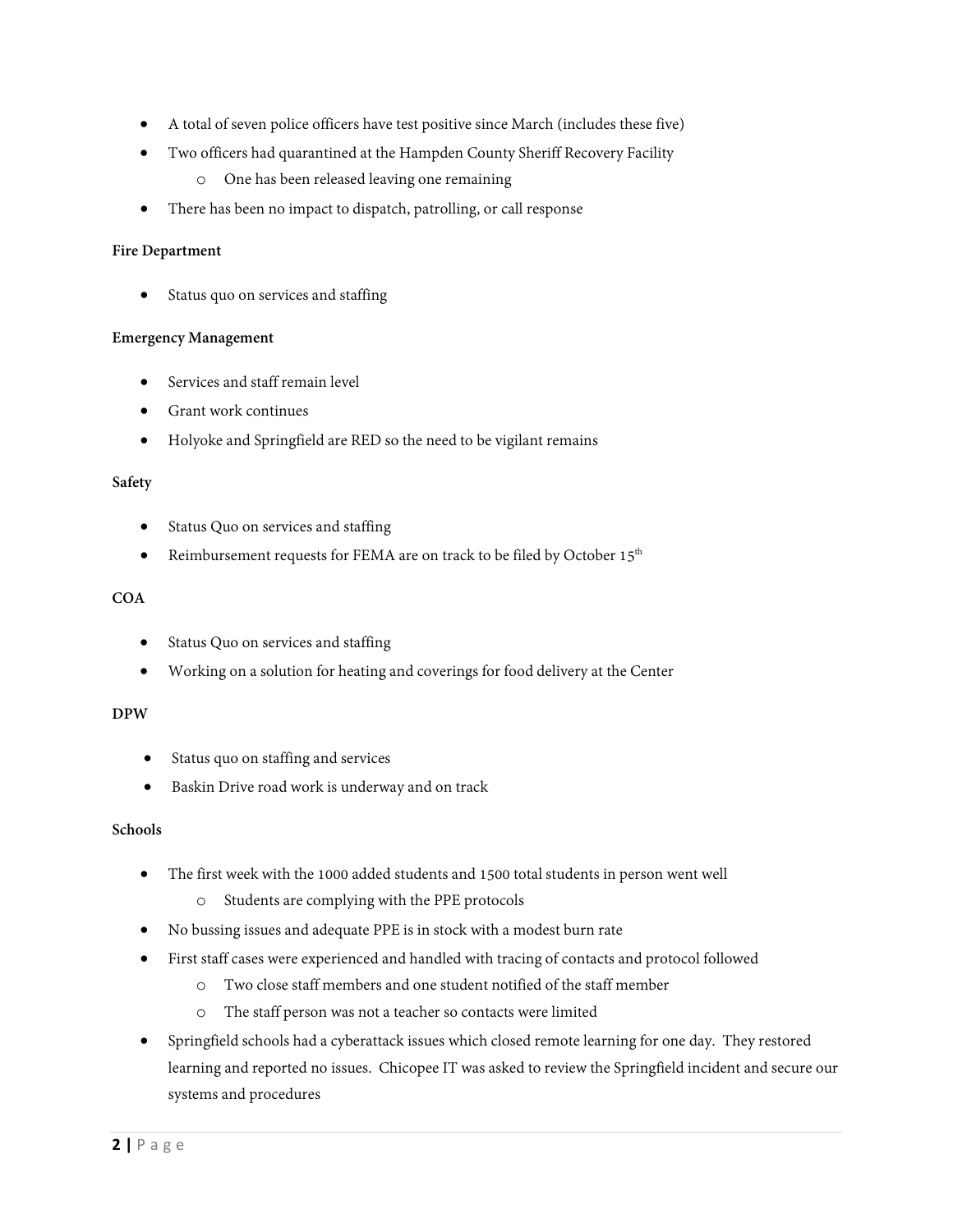- A total of seven police officers have test positive since March (includes these five)
- Two officers had quarantined at the Hampden County Sheriff Recovery Facility
  - One has been released leaving one remaining
- There has been no impact to dispatch, patrolling, or call response

**Fire Department**

- Status quo on services and staffing

**Emergency Management**

- Services and staff remain level
- Grant work continues
- Holyoke and Springfield are RED so the need to be vigilant remains

**Safety**

- Status Quo on services and staffing
- Reimbursement requests for FEMA are on track to be filed by October 15th

**COA**

- Status Quo on services and staffing
- Working on a solution for heating and coverings for food delivery at the Center

**DPW**

- Status quo on staffing and services
- Baskin Drive road work is underway and on track

**Schools**

- The first week with the 1000 added students and 1500 total students in person went well
  - Students are complying with the PPE protocols
- No bussing issues and adequate PPE is in stock with a modest burn rate
- First staff cases were experienced and handled with tracing of contacts and protocol followed
  - Two close staff members and one student notified of the staff member
  - The staff person was not a teacher so contacts were limited
- Springfield schools had a cyberattack issues which closed remote learning for one day. They restored learning and reported no issues. Chicopee IT was asked to review the Springfield incident and secure our systems and procedures